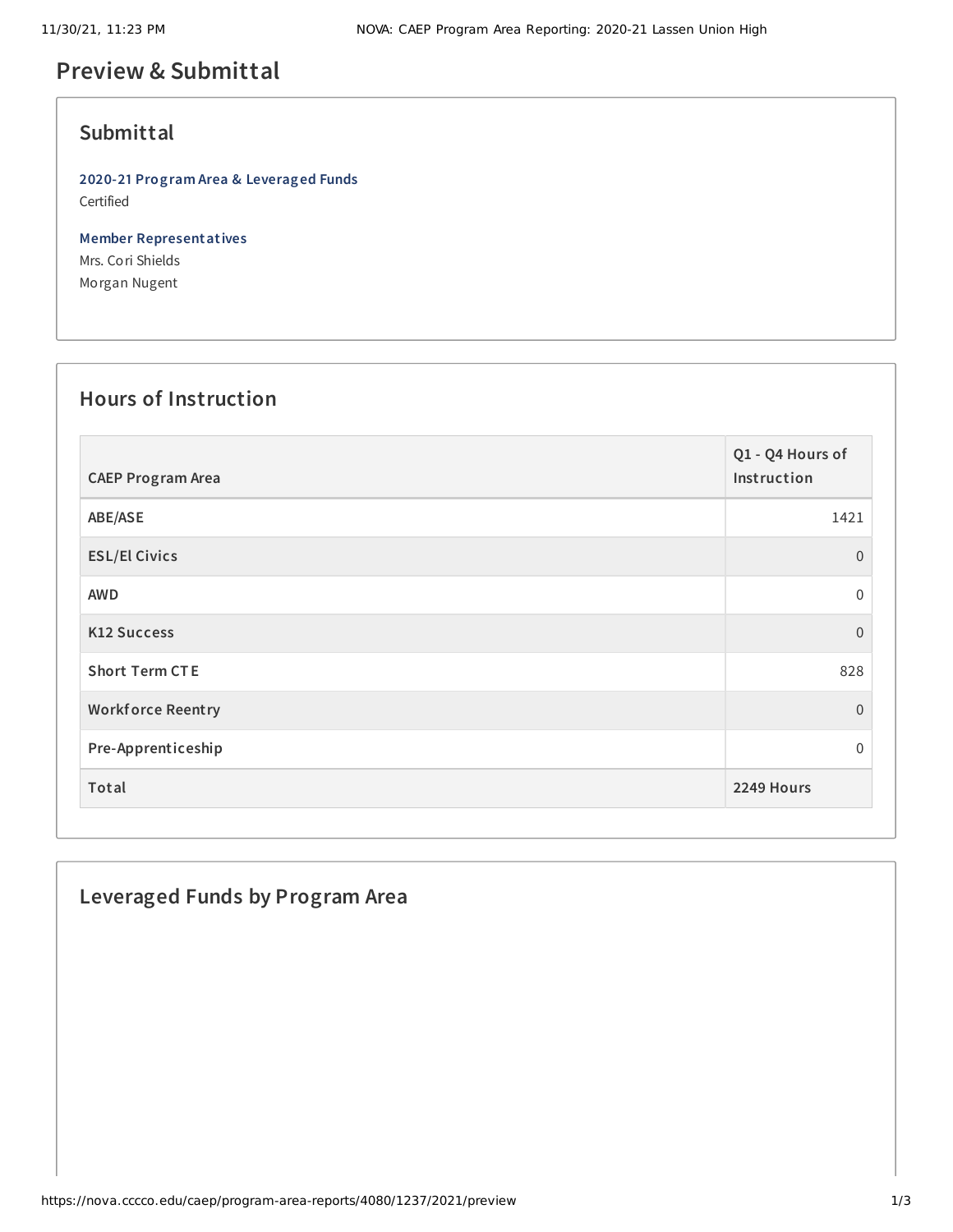# Preview & Submittal

## Submittal

**2020-21 Program Area & Leveraged Funds**
Certified

**Member Representatives**
Mrs. Cori Shields
Morgan Nugent

## Hours of Instruction

| CAEP Program Area | Q1 - Q4 Hours of Instruction |
|---|---|
| ABE/ASE | 1421 |
| ESL/El Civics | 0 |
| AWD | 0 |
| K12 Success | 0 |
| Short Term CTE | 828 |
| Workforce Reentry | 0 |
| Pre-Apprenticeship | 0 |
| Total | 2249 Hours |

## Leveraged Funds by Program Area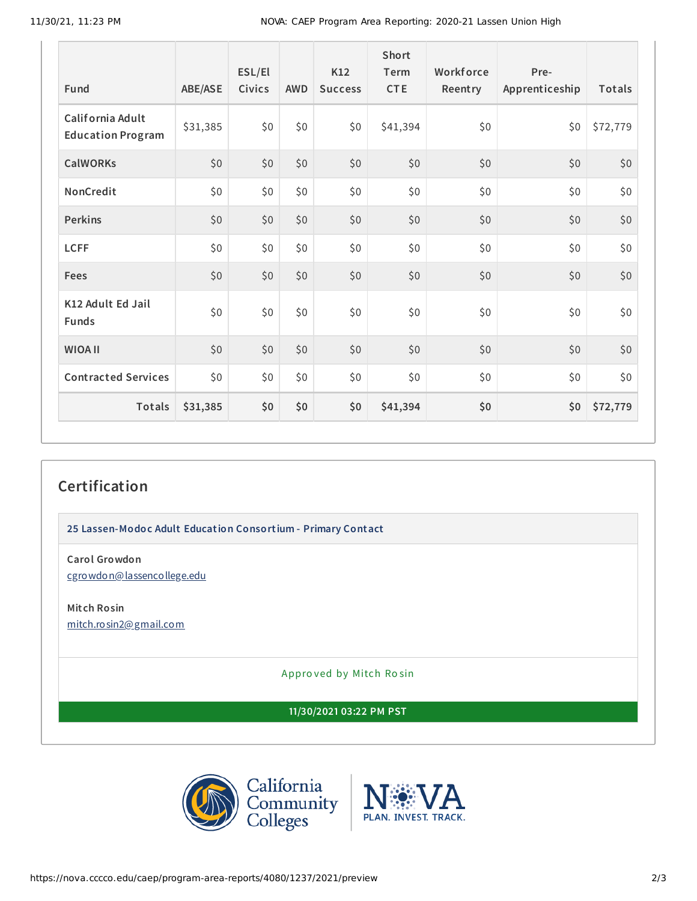| Fund | ABE/ASE | ESL/El Civics | AWD | K12 Success | Short Term CTE | Workforce Reentry | Pre-Apprenticeship | Totals |
|---|---|---|---|---|---|---|---|---|
| California Adult Education Program | $31,385 | $0 | $0 | $0 | $41,394 | $0 | $0 | $72,779 |
| CalWORKs | $0 | $0 | $0 | $0 | $0 | $0 | $0 | $0 |
| NonCredit | $0 | $0 | $0 | $0 | $0 | $0 | $0 | $0 |
| Perkins | $0 | $0 | $0 | $0 | $0 | $0 | $0 | $0 |
| LCFF | $0 | $0 | $0 | $0 | $0 | $0 | $0 | $0 |
| Fees | $0 | $0 | $0 | $0 | $0 | $0 | $0 | $0 |
| K12 Adult Ed Jail Funds | $0 | $0 | $0 | $0 | $0 | $0 | $0 | $0 |
| WIOA II | $0 | $0 | $0 | $0 | $0 | $0 | $0 | $0 |
| Contracted Services | $0 | $0 | $0 | $0 | $0 | $0 | $0 | $0 |
| **Totals** | **$31,385** | **$0** | **$0** | **$0** | **$41,394** | **$0** | **$0** | **$72,779** |

## Certification

**25 Lassen-Modoc Adult Education Consortium - Primary Contact**

**Carol Growdon**
cgrowdon@lassencollege.edu

**Mitch Rosin**
mitch.rosin2@gmail.com

Approved by Mitch Rosin

**11/30/2021 03:22 PM PST**

California Community Colleges

NOVA PLAN. INVEST. TRACK.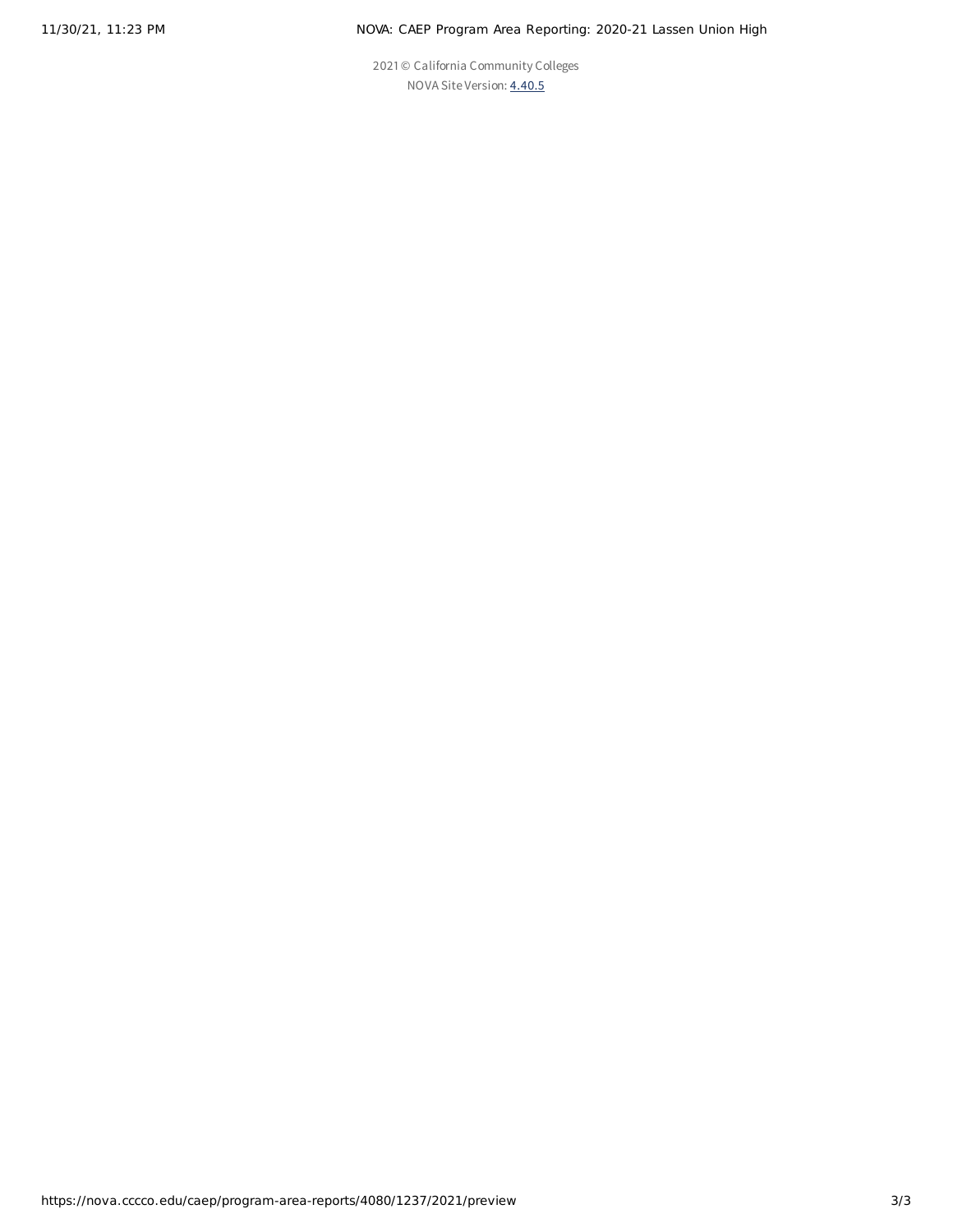2021 © California Community Colleges

NOVA Site Version: 4.40.5